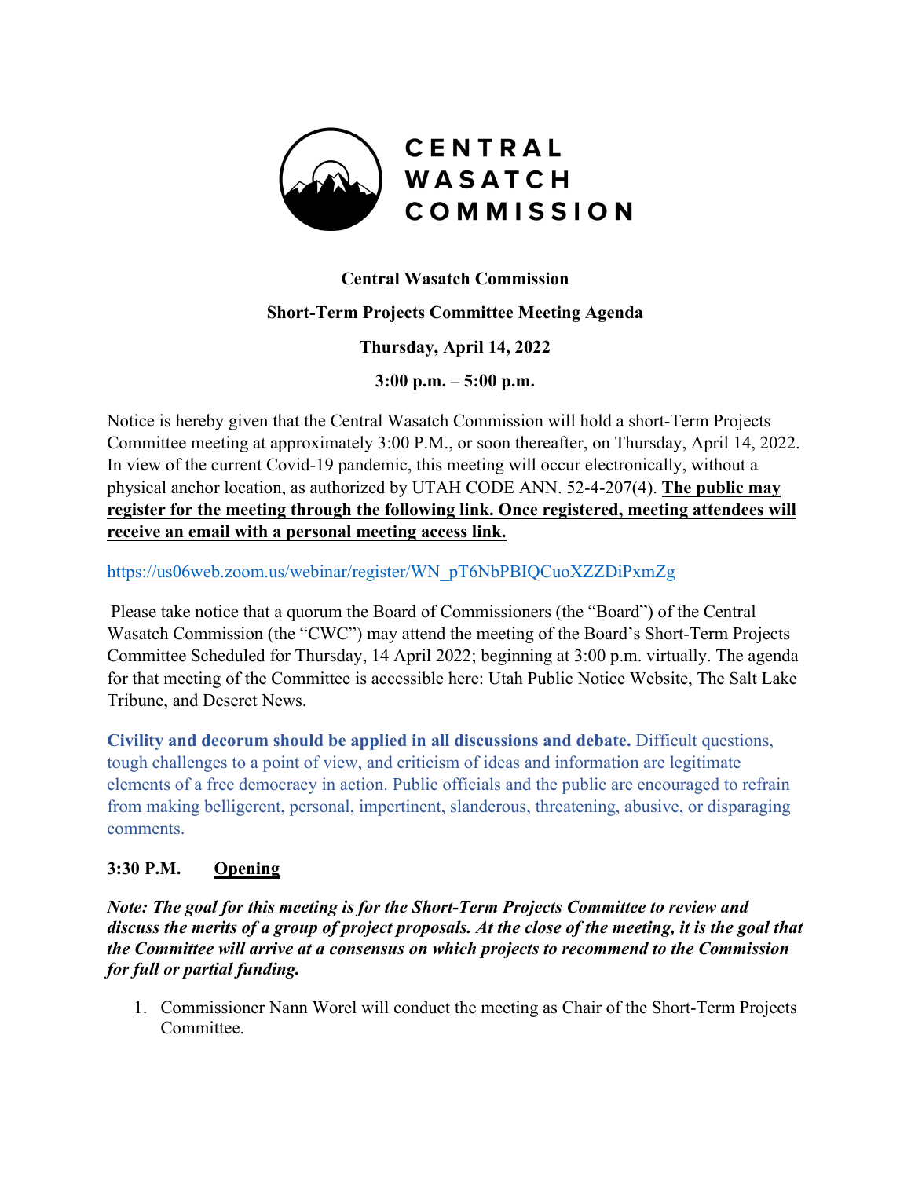# CENTRAL WASATCH COMMISSION

**Central Wasatch Commission**

**Short-Term Projects Committee Meeting Agenda**

**Thursday, April 14, 2022**

**3:00 p.m. – 5:00 p.m.**

Notice is hereby given that the Central Wasatch Commission will hold a short-Term Projects Committee meeting at approximately 3:00 P.M., or soon thereafter, on Thursday, April 14, 2022. In view of the current Covid-19 pandemic, this meeting will occur electronically, without a physical anchor location, as authorized by UTAH CODE ANN. 52-4-207(4). **The public may register for the meeting through the following link. Once registered, meeting attendees will receive an email with a personal meeting access link.**

https://us06web.zoom.us/webinar/register/WN_pT6NbPBIQCuoXZZDiPxmZg

Please take notice that a quorum the Board of Commissioners (the "Board") of the Central Wasatch Commission (the "CWC") may attend the meeting of the Board's Short-Term Projects Committee Scheduled for Thursday, 14 April 2022; beginning at 3:00 p.m. virtually. The agenda for that meeting of the Committee is accessible here: Utah Public Notice Website, The Salt Lake Tribune, and Deseret News.

**Civility and decorum should be applied in all discussions and debate.** Difficult questions, tough challenges to a point of view, and criticism of ideas and information are legitimate elements of a free democracy in action. Public officials and the public are encouraged to refrain from making belligerent, personal, impertinent, slanderous, threatening, abusive, or disparaging comments.

**3:30 P.M. Opening**

***Note: The goal for this meeting is for the Short-Term Projects Committee to review and discuss the merits of a group of project proposals. At the close of the meeting, it is the goal that the Committee will arrive at a consensus on which projects to recommend to the Commission for full or partial funding.***

1. Commissioner Nann Worel will conduct the meeting as Chair of the Short-Term Projects Committee.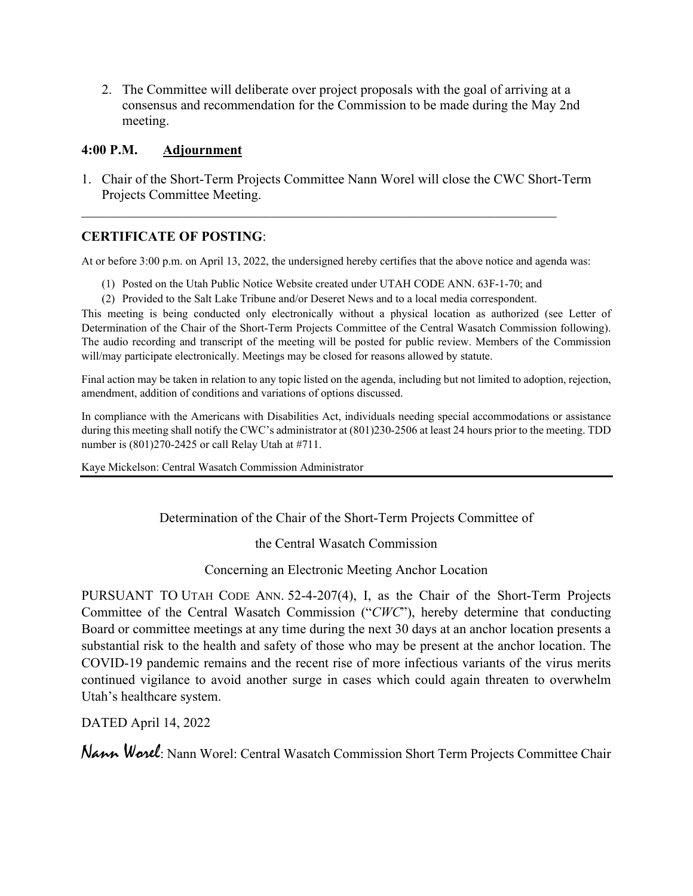2. The Committee will deliberate over project proposals with the goal of arriving at a consensus and recommendation for the Commission to be made during the May 2nd meeting.

**4:00 P.M.** **Adjournment**

1. Chair of the Short-Term Projects Committee Nann Worel will close the CWC Short-Term Projects Committee Meeting.

---

**CERTIFICATE OF POSTING**:

At or before 3:00 p.m. on April 13, 2022, the undersigned hereby certifies that the above notice and agenda was:

(1) Posted on the Utah Public Notice Website created under UTAH CODE ANN. 63F-1-70; and
(2) Provided to the Salt Lake Tribune and/or Deseret News and to a local media correspondent.

This meeting is being conducted only electronically without a physical location as authorized (see Letter of Determination of the Chair of the Short-Term Projects Committee of the Central Wasatch Commission following). The audio recording and transcript of the meeting will be posted for public review. Members of the Commission will/may participate electronically. Meetings may be closed for reasons allowed by statute.

Final action may be taken in relation to any topic listed on the agenda, including but not limited to adoption, rejection, amendment, addition of conditions and variations of options discussed.

In compliance with the Americans with Disabilities Act, individuals needing special accommodations or assistance during this meeting shall notify the CWC's administrator at (801)230-2506 at least 24 hours prior to the meeting. TDD number is (801)270-2425 or call Relay Utah at #711.

Kaye Mickelson: Central Wasatch Commission Administrator

---

Determination of the Chair of the Short-Term Projects Committee of

the Central Wasatch Commission

Concerning an Electronic Meeting Anchor Location

PURSUANT TO UTAH CODE ANN. 52-4-207(4), I, as the Chair of the Short-Term Projects Committee of the Central Wasatch Commission ("*CWC*"), hereby determine that conducting Board or committee meetings at any time during the next 30 days at an anchor location presents a substantial risk to the health and safety of those who may be present at the anchor location. The COVID-19 pandemic remains and the recent rise of more infectious variants of the virus merits continued vigilance to avoid another surge in cases which could again threaten to overwhelm Utah's healthcare system.

DATED April 14, 2022

Nann Worel: Nann Worel: Central Wasatch Commission Short Term Projects Committee Chair